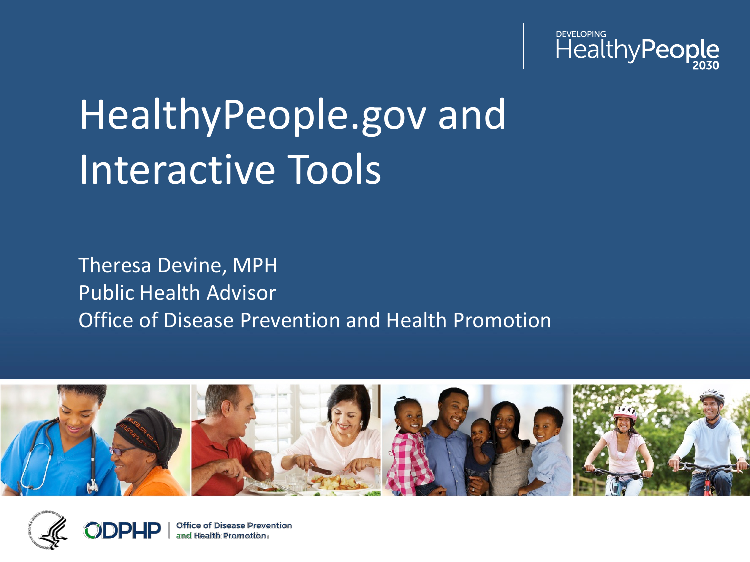DEVELOPING HealthyPeople 2030

# HealthyPeople.gov and Interactive Tools

Theresa Devine, MPH
Public Health Advisor
Office of Disease Prevention and Health Promotion

ODPHP | Office of Disease Prevention and Health Promotion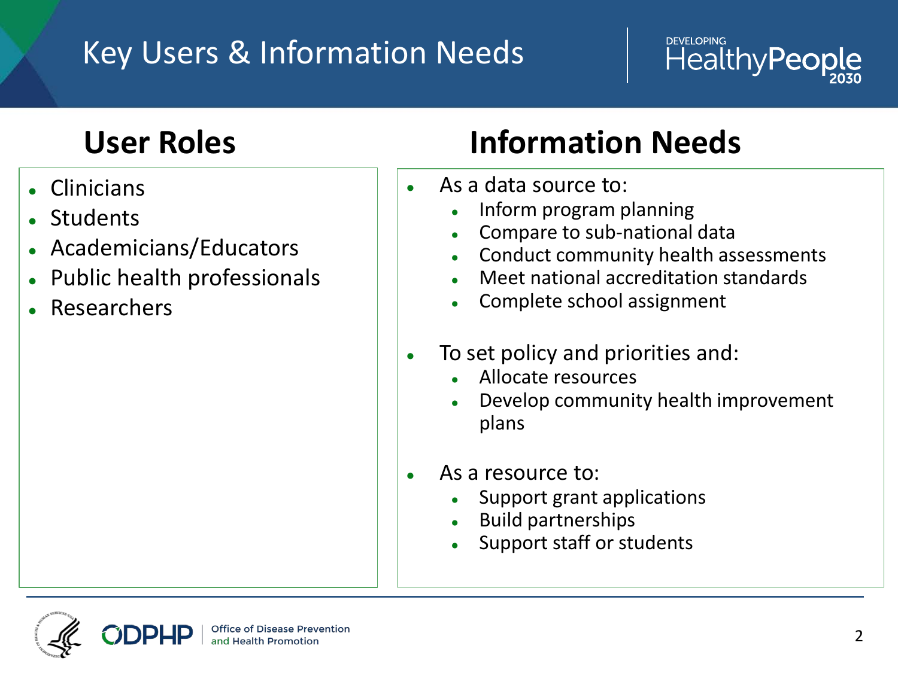# Key Users & Information Needs

## User Roles

- Clinicians
- Students
- Academicians/Educators
- Public health professionals
- Researchers

## Information Needs

- As a data source to:
  - Inform program planning
  - Compare to sub-national data
  - Conduct community health assessments
  - Meet national accreditation standards
  - Complete school assignment
- To set policy and priorities and:
  - Allocate resources
  - Develop community health improvement plans
- As a resource to:
  - Support grant applications
  - Build partnerships
  - Support staff or students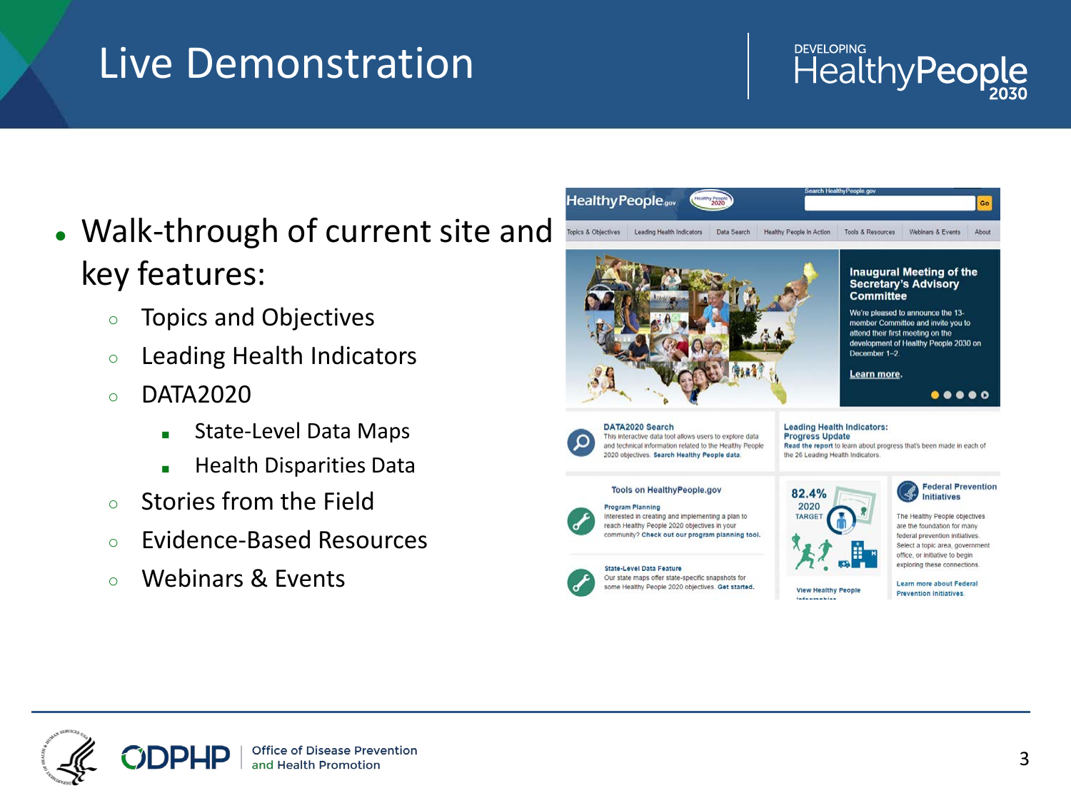# Live Demonstration

- Walk-through of current site and key features:
  - Topics and Objectives
  - Leading Health Indicators
  - DATA2020
    - State-Level Data Maps
    - Health Disparities Data
  - Stories from the Field
  - Evidence-Based Resources
  - Webinars & Events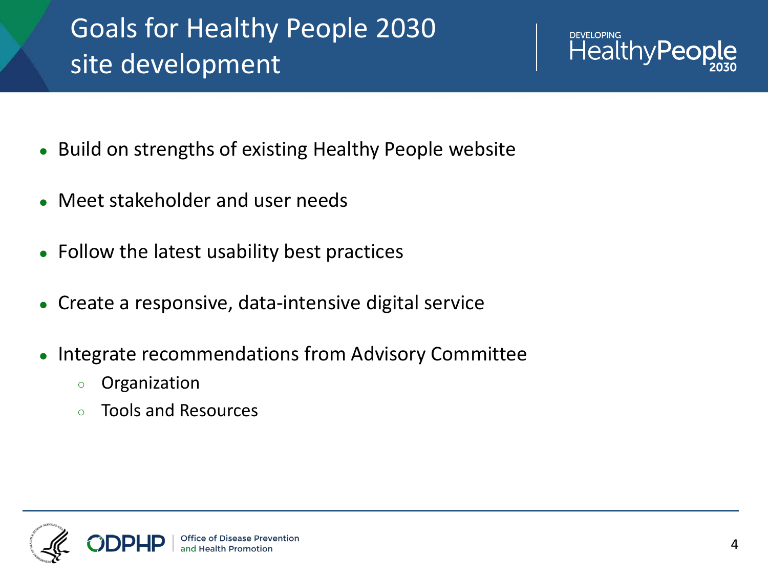# Goals for Healthy People 2030 site development

- Build on strengths of existing Healthy People website
- Meet stakeholder and user needs
- Follow the latest usability best practices
- Create a responsive, data-intensive digital service
- Integrate recommendations from Advisory Committee
  - Organization
  - Tools and Resources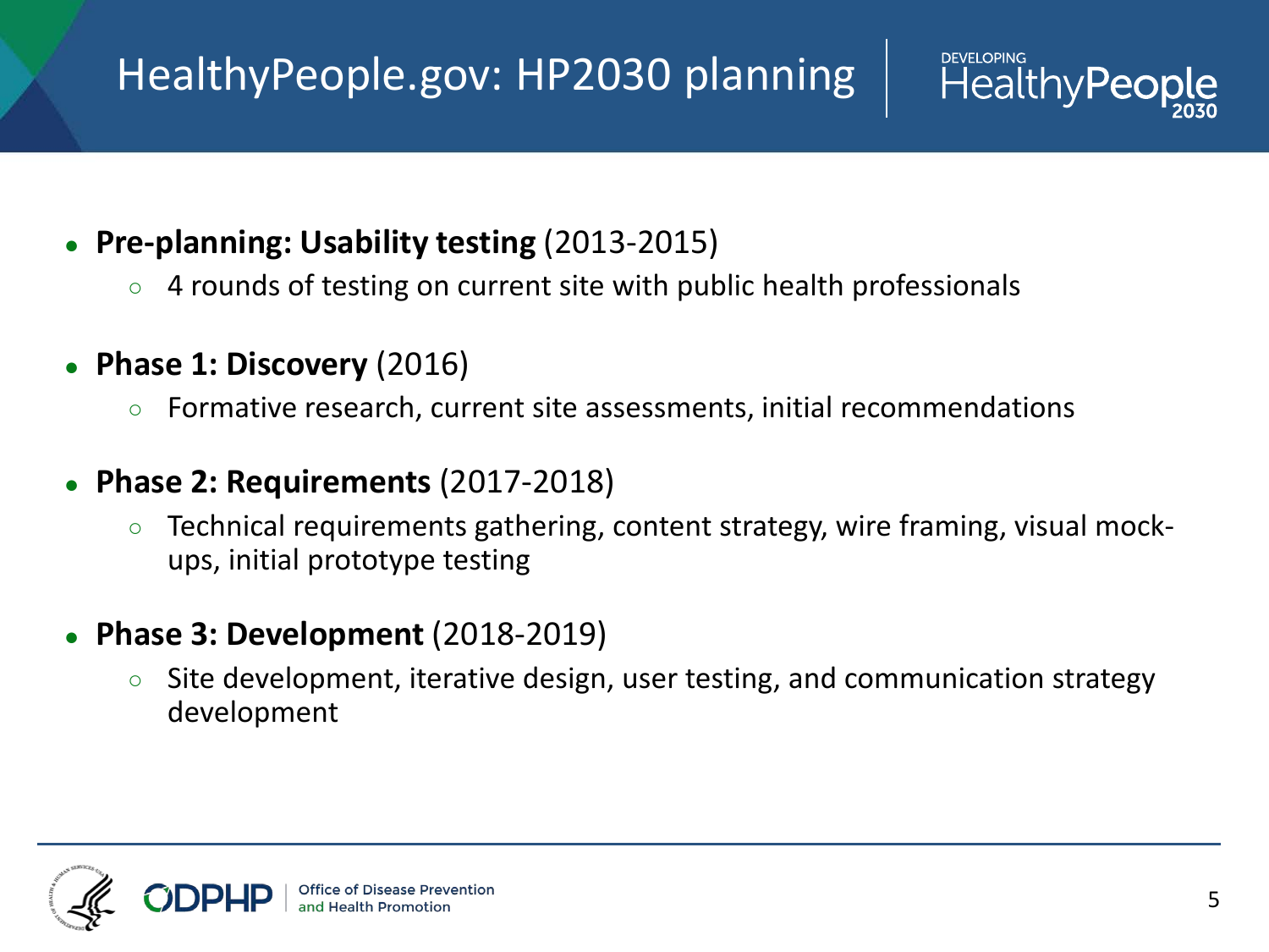# HealthyPeople.gov: HP2030 planning

- **Pre-planning: Usability testing** (2013-2015)
  - 4 rounds of testing on current site with public health professionals
- **Phase 1: Discovery** (2016)
  - Formative research, current site assessments, initial recommendations
- **Phase 2: Requirements** (2017-2018)
  - Technical requirements gathering, content strategy, wire framing, visual mock-ups, initial prototype testing
- **Phase 3: Development** (2018-2019)
  - Site development, iterative design, user testing, and communication strategy development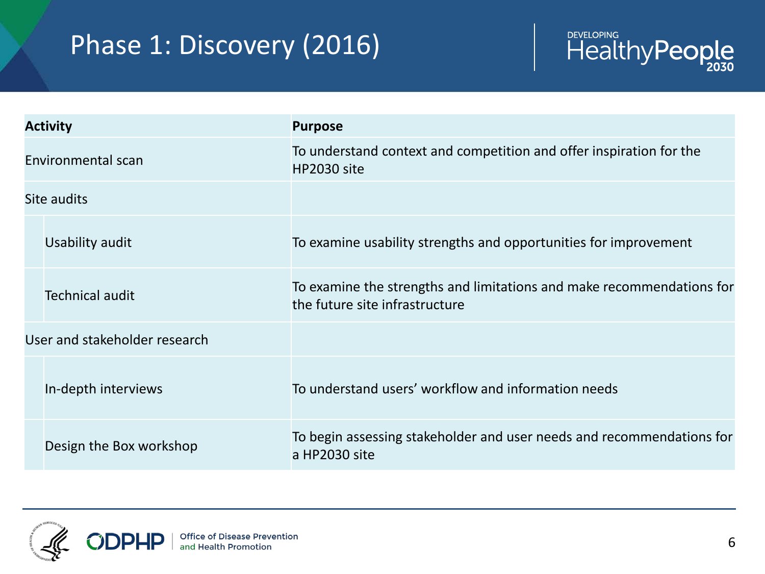# Phase 1: Discovery (2016)

| Activity | Purpose |
|---|---|
| Environmental scan | To understand context and competition and offer inspiration for the HP2030 site |
| Site audits | |
| Usability audit | To examine usability strengths and opportunities for improvement |
| Technical audit | To examine the strengths and limitations and make recommendations for the future site infrastructure |
| User and stakeholder research | |
| In-depth interviews | To understand users' workflow and information needs |
| Design the Box workshop | To begin assessing stakeholder and user needs and recommendations for a HP2030 site |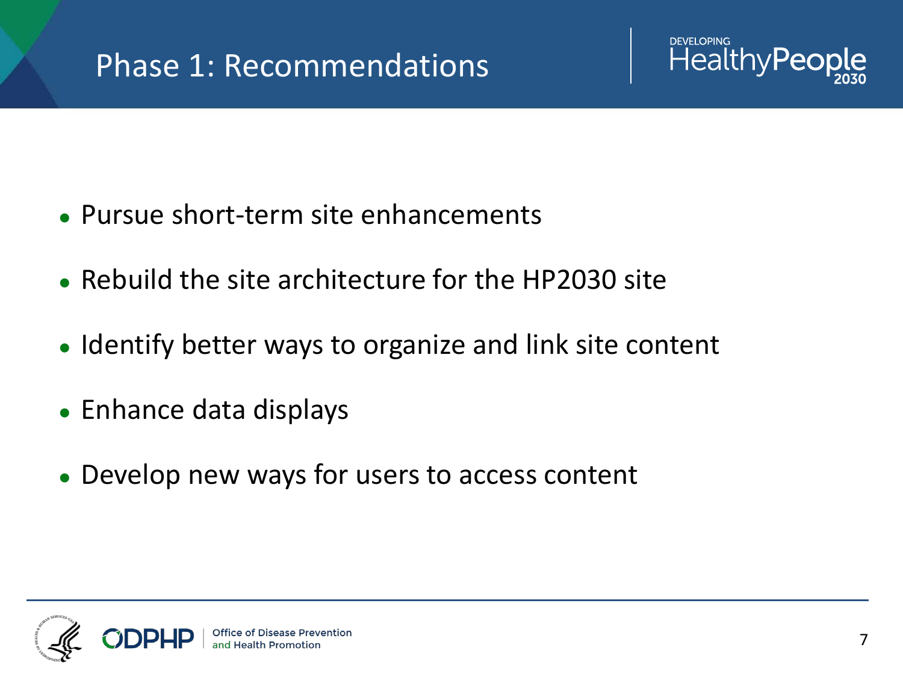# Phase 1: Recommendations

- Pursue short-term site enhancements
- Rebuild the site architecture for the HP2030 site
- Identify better ways to organize and link site content
- Enhance data displays
- Develop new ways for users to access content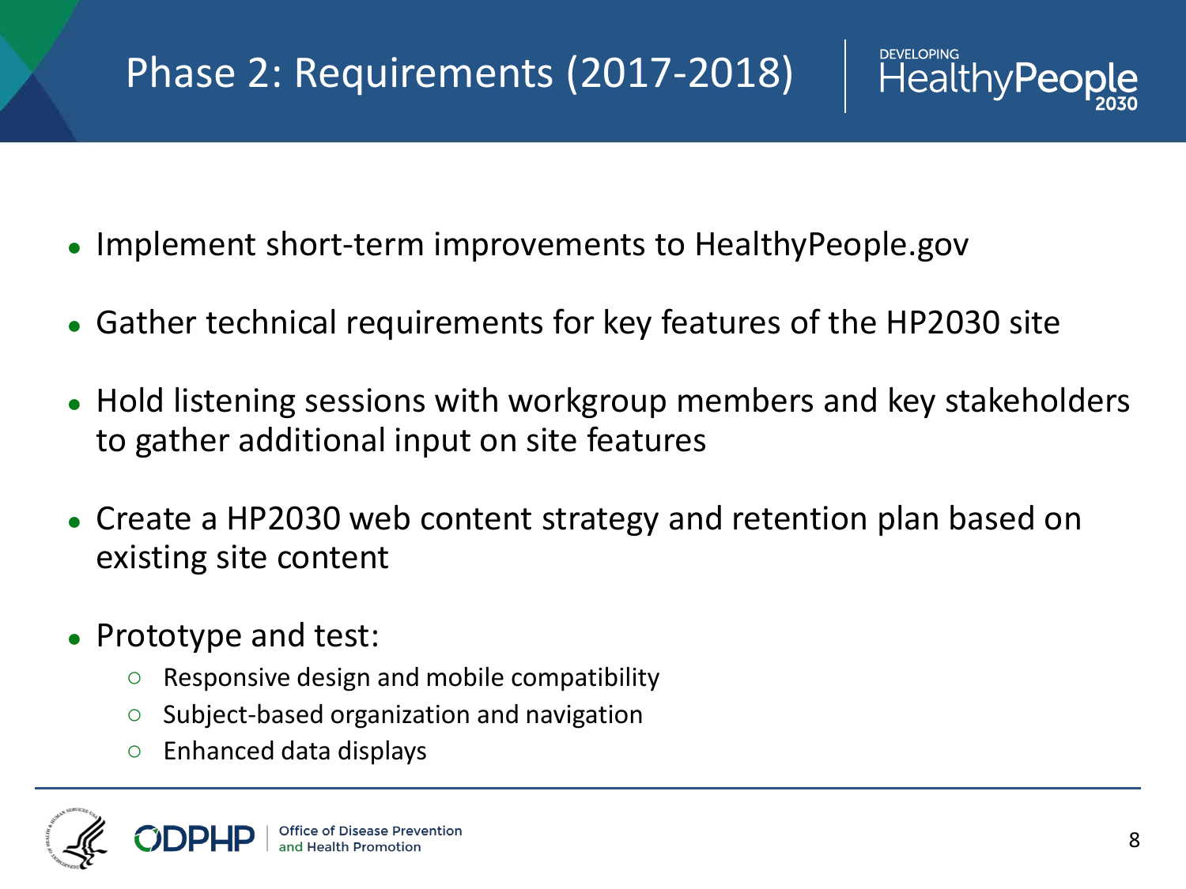# Phase 2: Requirements (2017-2018)

- Implement short-term improvements to HealthyPeople.gov
- Gather technical requirements for key features of the HP2030 site
- Hold listening sessions with workgroup members and key stakeholders to gather additional input on site features
- Create a HP2030 web content strategy and retention plan based on existing site content
- Prototype and test:
  - Responsive design and mobile compatibility
  - Subject-based organization and navigation
  - Enhanced data displays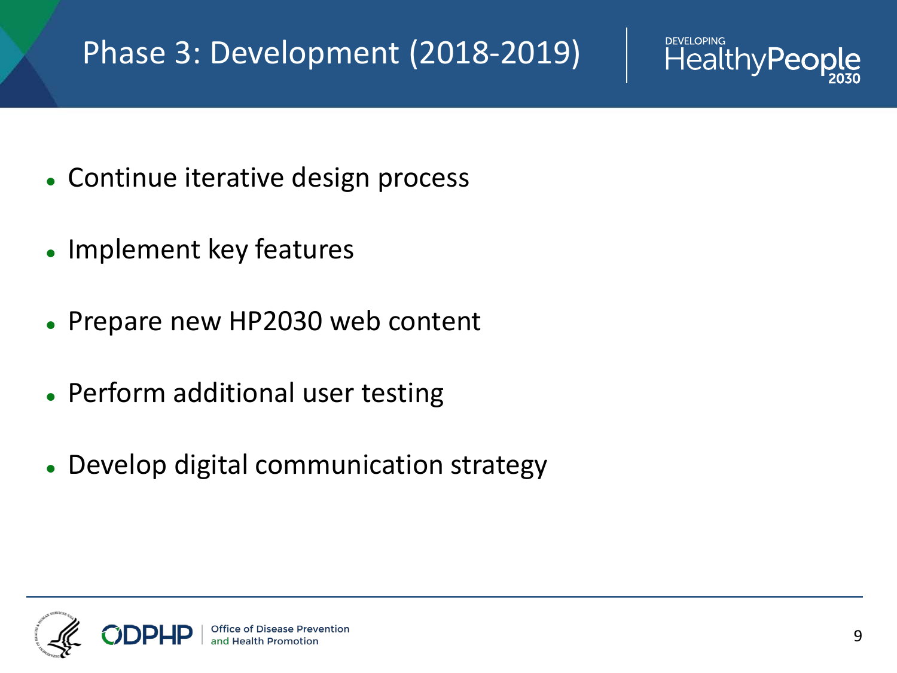# Phase 3: Development (2018-2019)

- Continue iterative design process
- Implement key features
- Prepare new HP2030 web content
- Perform additional user testing
- Develop digital communication strategy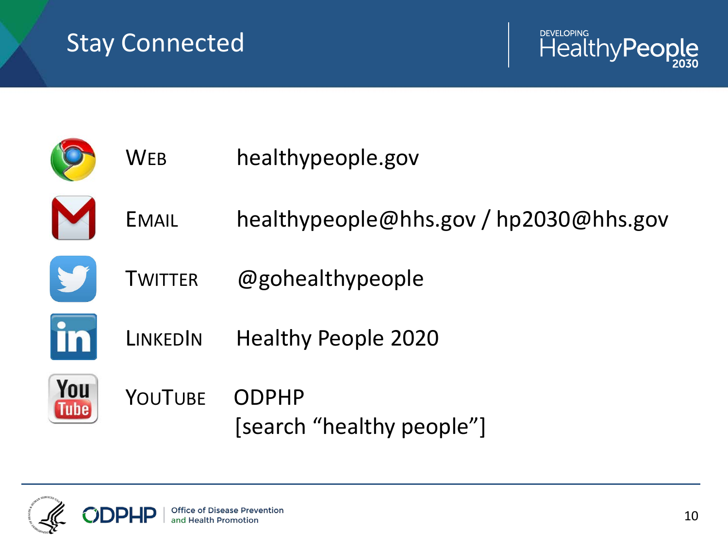# Stay Connected

| | |
|---|---|
| WEB | healthypeople.gov |
| EMAIL | healthypeople@hhs.gov / hp2030@hhs.gov |
| TWITTER | @gohealthypeople |
| LINKEDIN | Healthy People 2020 |
| YOUTUBE | ODPHP [search "healthy people"] |